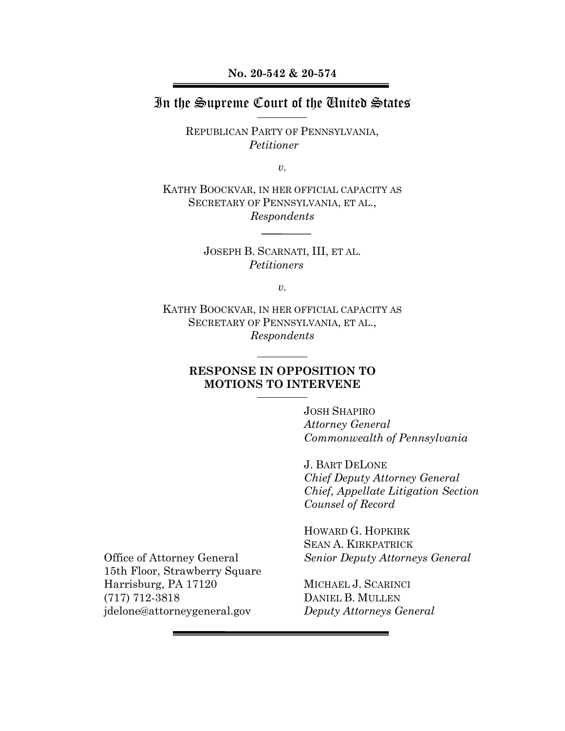**No. 20-542 & 20-574**

# In the Supreme Court of the United States

REPUBLICAN PARTY OF PENNSYLVANIA,
*Petitioner*

*v.*

KATHY BOOCKVAR, IN HER OFFICIAL CAPACITY AS SECRETARY OF PENNSYLVANIA, ET AL.,
*Respondents*

JOSEPH B. SCARNATI, III, ET AL.
*Petitioners*

*v.*

KATHY BOOCKVAR, IN HER OFFICIAL CAPACITY AS SECRETARY OF PENNSYLVANIA, ET AL.,
*Respondents*

## RESPONSE IN OPPOSITION TO MOTIONS TO INTERVENE

JOSH SHAPIRO
*Attorney General*
*Commonwealth of Pennsylvania*

J. BART DELONE
*Chief Deputy Attorney General*
*Chief, Appellate Litigation Section*
*Counsel of Record*

HOWARD G. HOPKIRK
SEAN A. KIRKPATRICK
*Senior Deputy Attorneys General*

MICHAEL J. SCARINCI
DANIEL B. MULLEN
*Deputy Attorneys General*

Office of Attorney General
15th Floor, Strawberry Square
Harrisburg, PA 17120
(717) 712-3818
jdelone@attorneygeneral.gov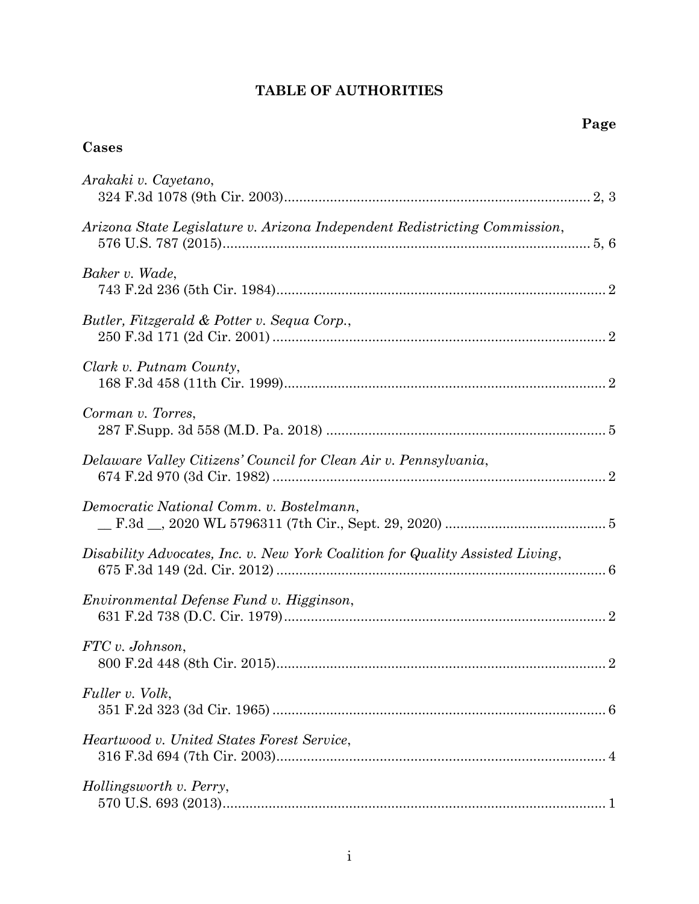# TABLE OF AUTHORITIES

**Page**

## Cases

*Arakaki v. Cayetano*,
324 F.3d 1078 (9th Cir. 2003)............................................................................... 2, 3

*Arizona State Legislature v. Arizona Independent Redistricting Commission*,
576 U.S. 787 (2015)............................................................................................... 5, 6

*Baker v. Wade*,
743 F.2d 236 (5th Cir. 1984)..................................................................................... 2

*Butler, Fitzgerald & Potter v. Sequa Corp.*,
250 F.3d 171 (2d Cir. 2001) ...................................................................................... 2

*Clark v. Putnam County*,
168 F.3d 458 (11th Cir. 1999)................................................................................... 2

*Corman v. Torres*,
287 F.Supp. 3d 558 (M.D. Pa. 2018) ........................................................................ 5

*Delaware Valley Citizens' Council for Clean Air v. Pennsylvania*,
674 F.2d 970 (3d Cir. 1982) ...................................................................................... 2

*Democratic National Comm. v. Bostelmann*,
__ F.3d __, 2020 WL 5796311 (7th Cir., Sept. 29, 2020) .......................................... 5

*Disability Advocates, Inc. v. New York Coalition for Quality Assisted Living*,
675 F.3d 149 (2d. Cir. 2012) ..................................................................................... 6

*Environmental Defense Fund v. Higginson*,
631 F.2d 738 (D.C. Cir. 1979)................................................................................... 2

*FTC v. Johnson*,
800 F.2d 448 (8th Cir. 2015)..................................................................................... 2

*Fuller v. Volk*,
351 F.2d 323 (3d Cir. 1965) ...................................................................................... 6

*Heartwood v. United States Forest Service*,
316 F.3d 694 (7th Cir. 2003)..................................................................................... 4

*Hollingsworth v. Perry*,
570 U.S. 693 (2013).................................................................................................... 1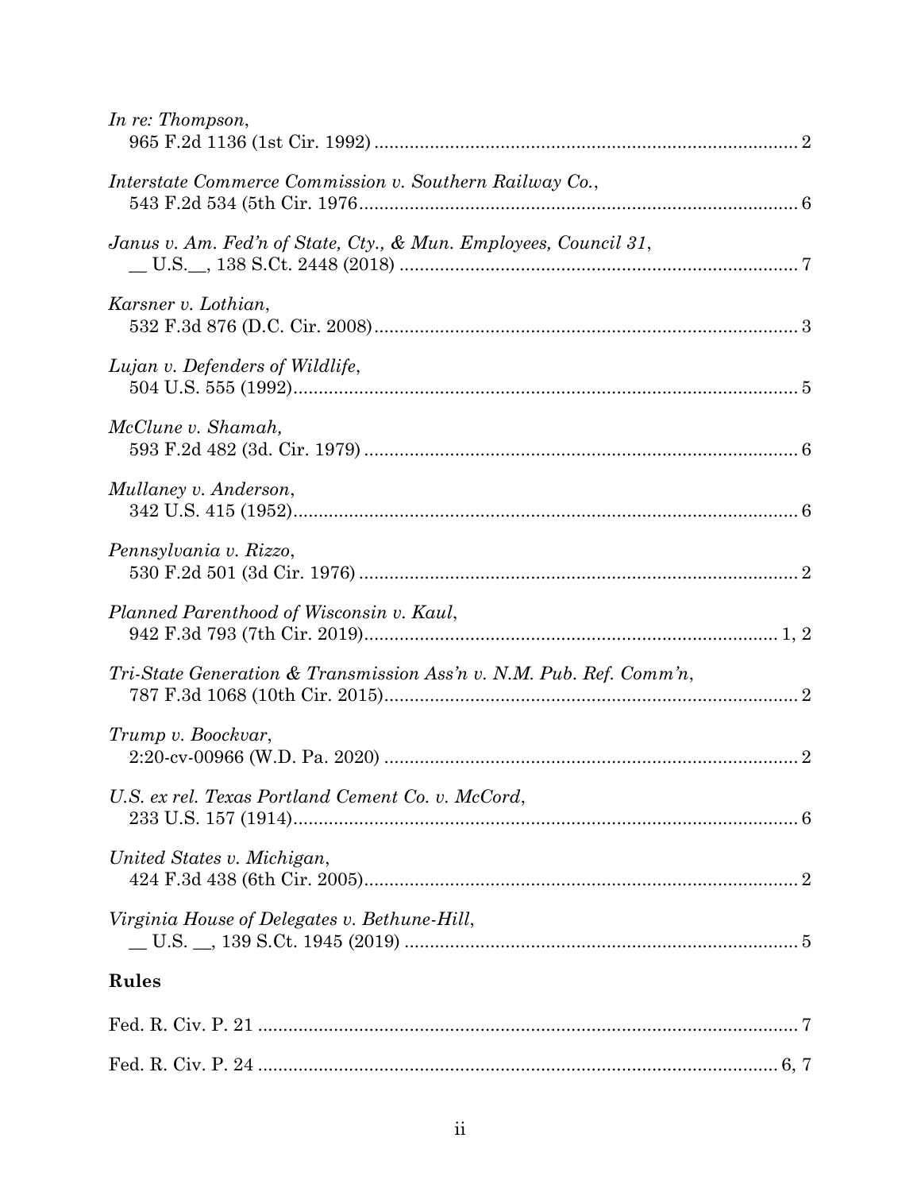*In re: Thompson*,
965 F.2d 1136 (1st Cir. 1992) .................................................................................... 2

*Interstate Commerce Commission v. Southern Railway Co.*,
543 F.2d 534 (5th Cir. 1976........................................................................................ 6

*Janus v. Am. Fed'n of State, Cty., & Mun. Employees, Council 31*,
__ U.S.__, 138 S.Ct. 2448 (2018) ............................................................................... 7

*Karsner v. Lothian*,
532 F.3d 876 (D.C. Cir. 2008).................................................................................... 3

*Lujan v. Defenders of Wildlife*,
504 U.S. 555 (1992).................................................................................................... 5

*McClune v. Shamah,*
593 F.2d 482 (3d. Cir. 1979) ...................................................................................... 6

*Mullaney v. Anderson*,
342 U.S. 415 (1952).................................................................................................... 6

*Pennsylvania v. Rizzo*,
530 F.2d 501 (3d Cir. 1976) ....................................................................................... 2

*Planned Parenthood of Wisconsin v. Kaul*,
942 F.3d 793 (7th Cir. 2019)................................................................................... 1, 2

*Tri-State Generation & Transmission Ass'n v. N.M. Pub. Ref. Comm'n*,
787 F.3d 1068 (10th Cir. 2015).................................................................................. 2

*Trump v. Boockvar*,
2:20-cv-00966 (W.D. Pa. 2020) .................................................................................. 2

*U.S. ex rel. Texas Portland Cement Co. v. McCord*,
233 U.S. 157 (1914)..................................................................................................... 6

*United States v. Michigan*,
424 F.3d 438 (6th Cir. 2005)...................................................................................... 2

*Virginia House of Delegates v. Bethune-Hill*,
__ U.S. __, 139 S.Ct. 1945 (2019) .............................................................................. 5

## Rules

Fed. R. Civ. P. 21 ........................................................................................................... 7

Fed. R. Civ. P. 24 ........................................................................................................ 6, 7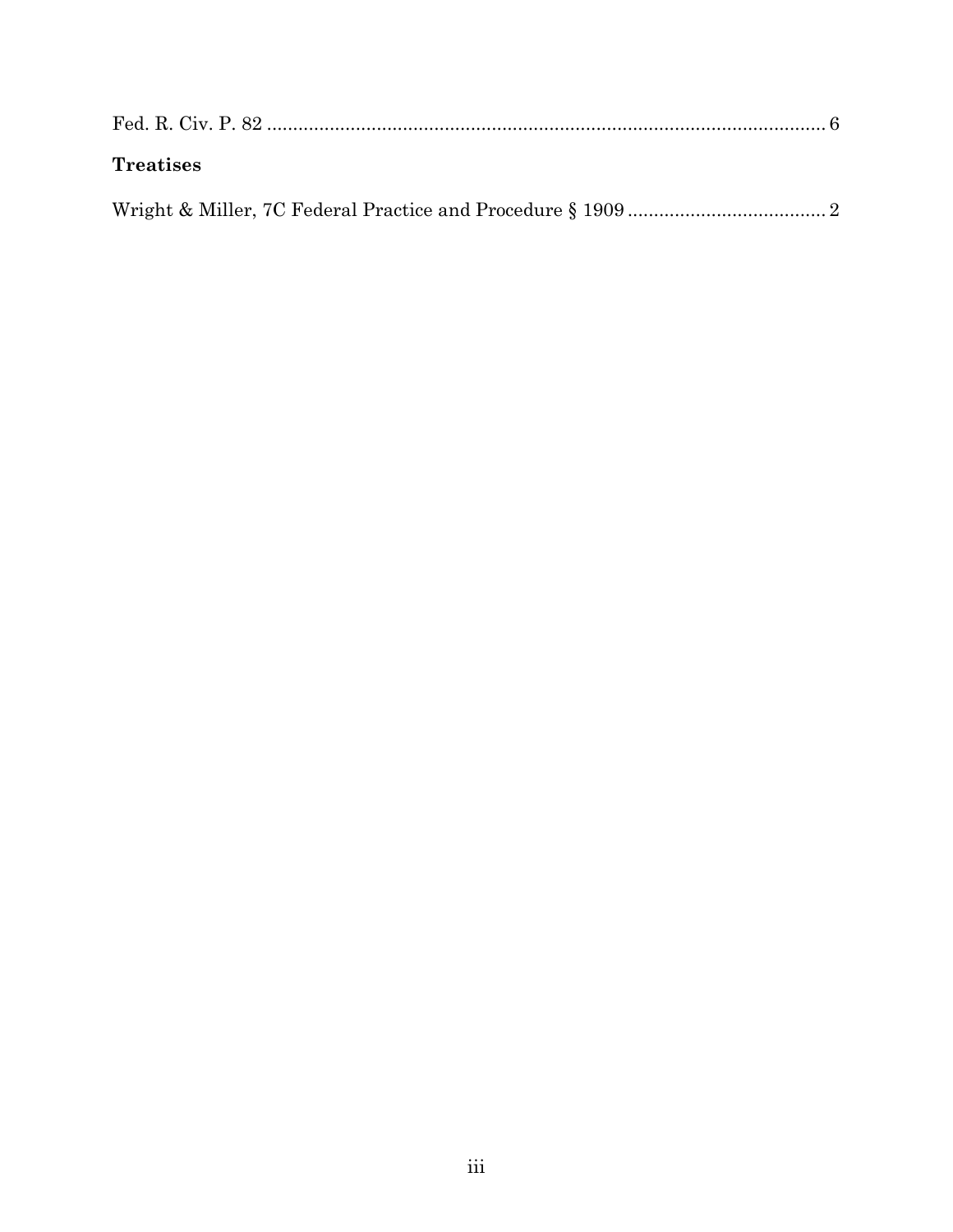Fed. R. Civ. P. 82 .......................................................................................................... 6

**Treatises**

Wright & Miller, 7C Federal Practice and Procedure § 1909 ...................................... 2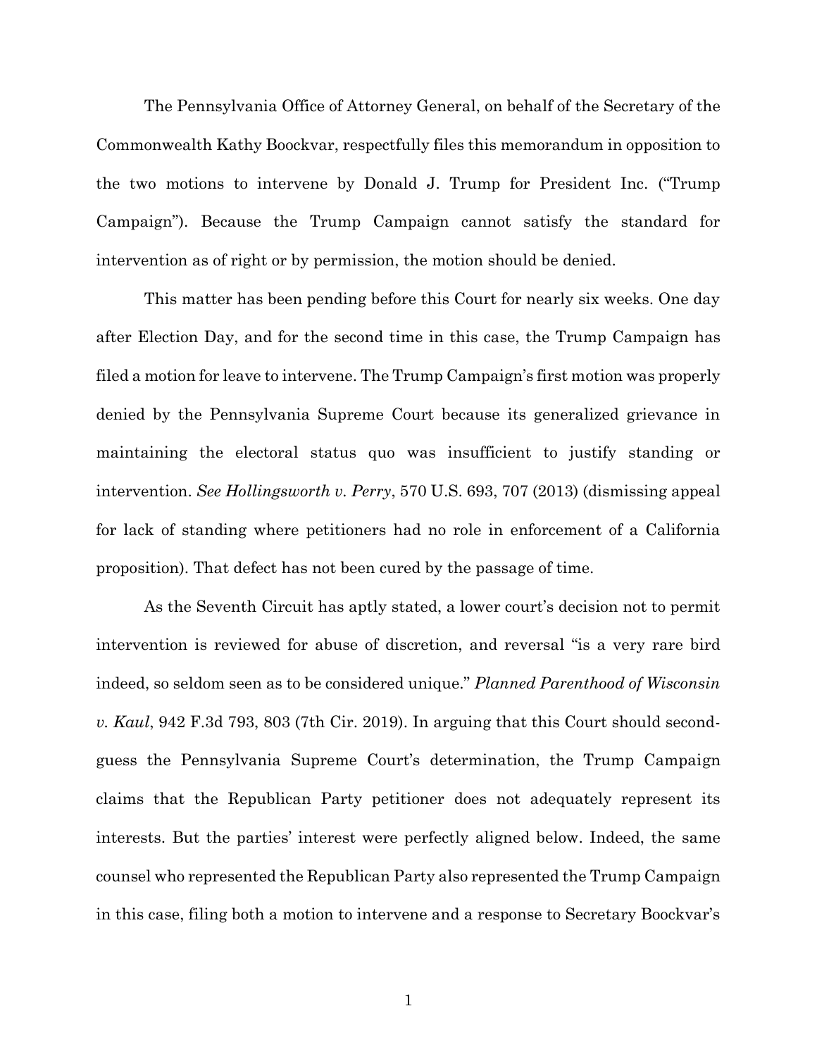The Pennsylvania Office of Attorney General, on behalf of the Secretary of the Commonwealth Kathy Boockvar, respectfully files this memorandum in opposition to the two motions to intervene by Donald J. Trump for President Inc. ("Trump Campaign"). Because the Trump Campaign cannot satisfy the standard for intervention as of right or by permission, the motion should be denied.

This matter has been pending before this Court for nearly six weeks. One day after Election Day, and for the second time in this case, the Trump Campaign has filed a motion for leave to intervene. The Trump Campaign's first motion was properly denied by the Pennsylvania Supreme Court because its generalized grievance in maintaining the electoral status quo was insufficient to justify standing or intervention. *See Hollingsworth v. Perry*, 570 U.S. 693, 707 (2013) (dismissing appeal for lack of standing where petitioners had no role in enforcement of a California proposition). That defect has not been cured by the passage of time.

As the Seventh Circuit has aptly stated, a lower court's decision not to permit intervention is reviewed for abuse of discretion, and reversal "is a very rare bird indeed, so seldom seen as to be considered unique." *Planned Parenthood of Wisconsin v. Kaul*, 942 F.3d 793, 803 (7th Cir. 2019). In arguing that this Court should second-guess the Pennsylvania Supreme Court's determination, the Trump Campaign claims that the Republican Party petitioner does not adequately represent its interests. But the parties' interest were perfectly aligned below. Indeed, the same counsel who represented the Republican Party also represented the Trump Campaign in this case, filing both a motion to intervene and a response to Secretary Boockvar's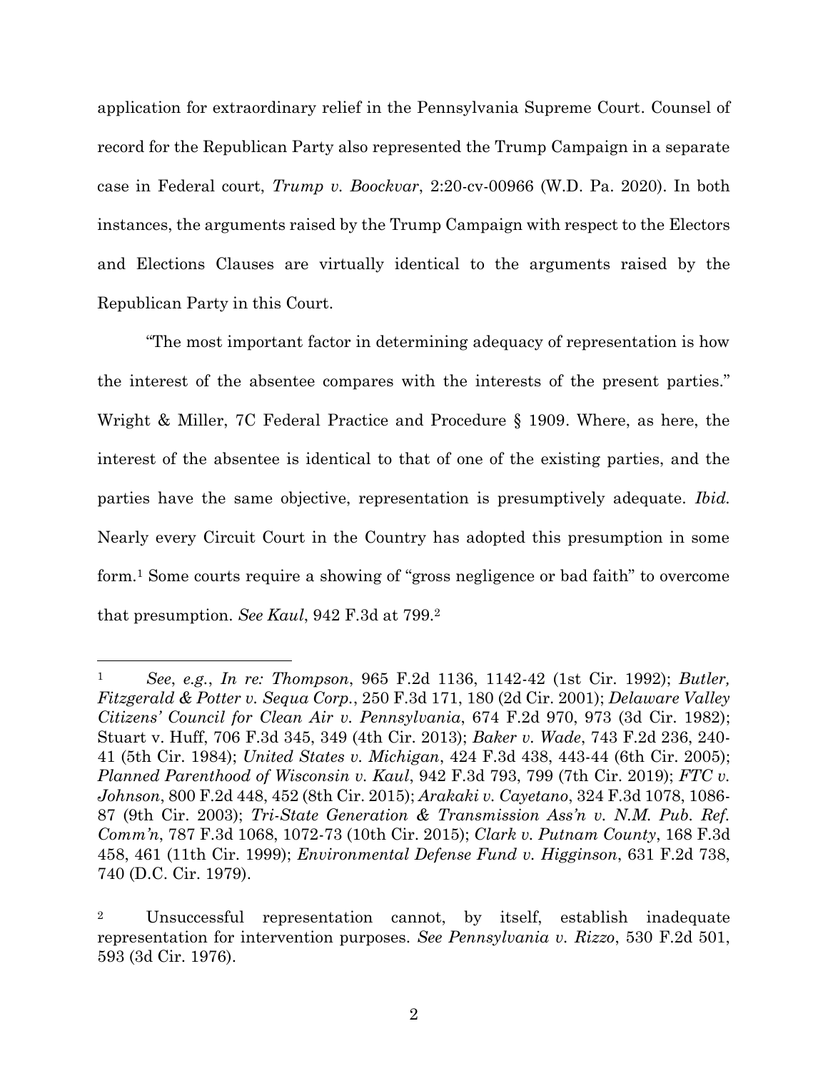application for extraordinary relief in the Pennsylvania Supreme Court. Counsel of record for the Republican Party also represented the Trump Campaign in a separate case in Federal court, *Trump v. Boockvar*, 2:20-cv-00966 (W.D. Pa. 2020). In both instances, the arguments raised by the Trump Campaign with respect to the Electors and Elections Clauses are virtually identical to the arguments raised by the Republican Party in this Court.

"The most important factor in determining adequacy of representation is how the interest of the absentee compares with the interests of the present parties." Wright & Miller, 7C Federal Practice and Procedure § 1909. Where, as here, the interest of the absentee is identical to that of one of the existing parties, and the parties have the same objective, representation is presumptively adequate. *Ibid.* Nearly every Circuit Court in the Country has adopted this presumption in some form.[1] Some courts require a showing of "gross negligence or bad faith" to overcome that presumption. *See Kaul*, 942 F.3d at 799.[2]

---

[1] *See*, *e.g.*, *In re: Thompson*, 965 F.2d 1136, 1142-42 (1st Cir. 1992); *Butler, Fitzgerald & Potter v. Sequa Corp.*, 250 F.3d 171, 180 (2d Cir. 2001); *Delaware Valley Citizens' Council for Clean Air v. Pennsylvania*, 674 F.2d 970, 973 (3d Cir. 1982); Stuart v. Huff, 706 F.3d 345, 349 (4th Cir. 2013); *Baker v. Wade*, 743 F.2d 236, 240-41 (5th Cir. 1984); *United States v. Michigan*, 424 F.3d 438, 443-44 (6th Cir. 2005); *Planned Parenthood of Wisconsin v. Kaul*, 942 F.3d 793, 799 (7th Cir. 2019); *FTC v. Johnson*, 800 F.2d 448, 452 (8th Cir. 2015); *Arakaki v. Cayetano*, 324 F.3d 1078, 1086-87 (9th Cir. 2003); *Tri-State Generation & Transmission Ass'n v. N.M. Pub. Ref. Comm'n*, 787 F.3d 1068, 1072-73 (10th Cir. 2015); *Clark v. Putnam County*, 168 F.3d 458, 461 (11th Cir. 1999); *Environmental Defense Fund v. Higginson*, 631 F.2d 738, 740 (D.C. Cir. 1979).

[2] Unsuccessful representation cannot, by itself, establish inadequate representation for intervention purposes. *See Pennsylvania v. Rizzo*, 530 F.2d 501, 593 (3d Cir. 1976).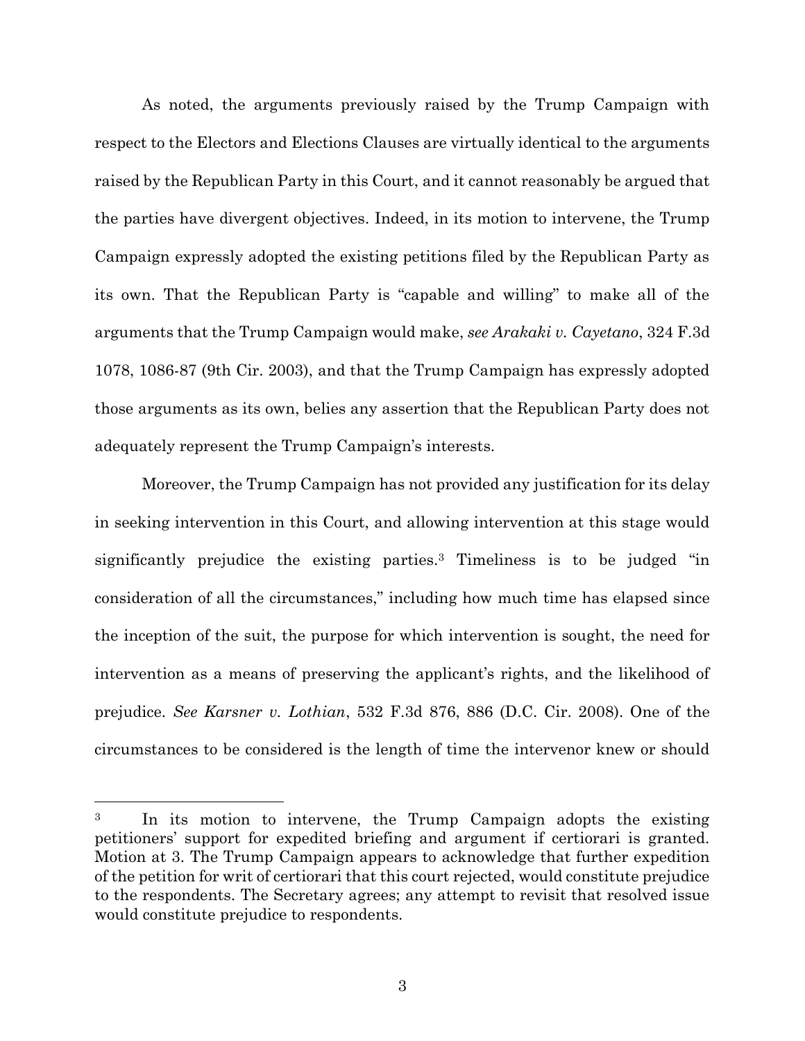As noted, the arguments previously raised by the Trump Campaign with respect to the Electors and Elections Clauses are virtually identical to the arguments raised by the Republican Party in this Court, and it cannot reasonably be argued that the parties have divergent objectives. Indeed, in its motion to intervene, the Trump Campaign expressly adopted the existing petitions filed by the Republican Party as its own. That the Republican Party is "capable and willing" to make all of the arguments that the Trump Campaign would make, *see Arakaki v. Cayetano*, 324 F.3d 1078, 1086-87 (9th Cir. 2003), and that the Trump Campaign has expressly adopted those arguments as its own, belies any assertion that the Republican Party does not adequately represent the Trump Campaign's interests.

Moreover, the Trump Campaign has not provided any justification for its delay in seeking intervention in this Court, and allowing intervention at this stage would significantly prejudice the existing parties.[3] Timeliness is to be judged "in consideration of all the circumstances," including how much time has elapsed since the inception of the suit, the purpose for which intervention is sought, the need for intervention as a means of preserving the applicant's rights, and the likelihood of prejudice. *See Karsner v. Lothian*, 532 F.3d 876, 886 (D.C. Cir. 2008). One of the circumstances to be considered is the length of time the intervenor knew or should

---

[3] In its motion to intervene, the Trump Campaign adopts the existing petitioners' support for expedited briefing and argument if certiorari is granted. Motion at 3. The Trump Campaign appears to acknowledge that further expedition of the petition for writ of certiorari that this court rejected, would constitute prejudice to the respondents. The Secretary agrees; any attempt to revisit that resolved issue would constitute prejudice to respondents.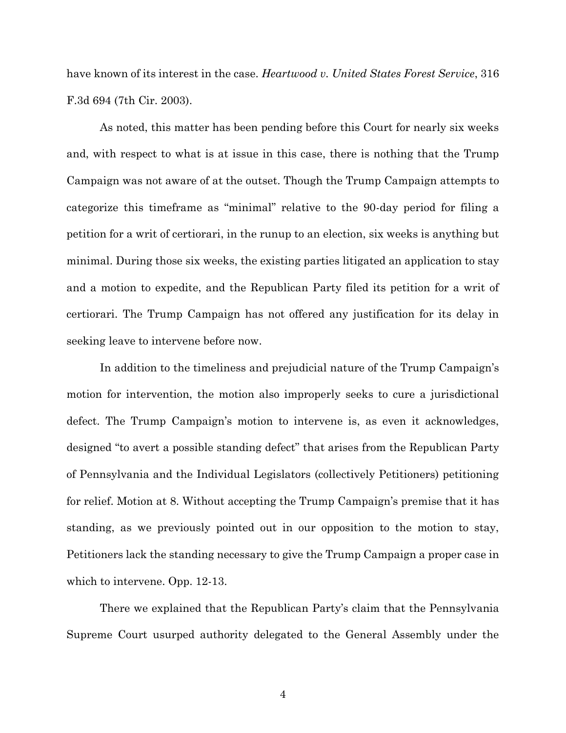have known of its interest in the case. *Heartwood v. United States Forest Service*, 316 F.3d 694 (7th Cir. 2003).

As noted, this matter has been pending before this Court for nearly six weeks and, with respect to what is at issue in this case, there is nothing that the Trump Campaign was not aware of at the outset. Though the Trump Campaign attempts to categorize this timeframe as "minimal" relative to the 90-day period for filing a petition for a writ of certiorari, in the runup to an election, six weeks is anything but minimal. During those six weeks, the existing parties litigated an application to stay and a motion to expedite, and the Republican Party filed its petition for a writ of certiorari. The Trump Campaign has not offered any justification for its delay in seeking leave to intervene before now.

In addition to the timeliness and prejudicial nature of the Trump Campaign's motion for intervention, the motion also improperly seeks to cure a jurisdictional defect. The Trump Campaign's motion to intervene is, as even it acknowledges, designed "to avert a possible standing defect" that arises from the Republican Party of Pennsylvania and the Individual Legislators (collectively Petitioners) petitioning for relief. Motion at 8. Without accepting the Trump Campaign's premise that it has standing, as we previously pointed out in our opposition to the motion to stay, Petitioners lack the standing necessary to give the Trump Campaign a proper case in which to intervene. Opp. 12-13.

There we explained that the Republican Party's claim that the Pennsylvania Supreme Court usurped authority delegated to the General Assembly under the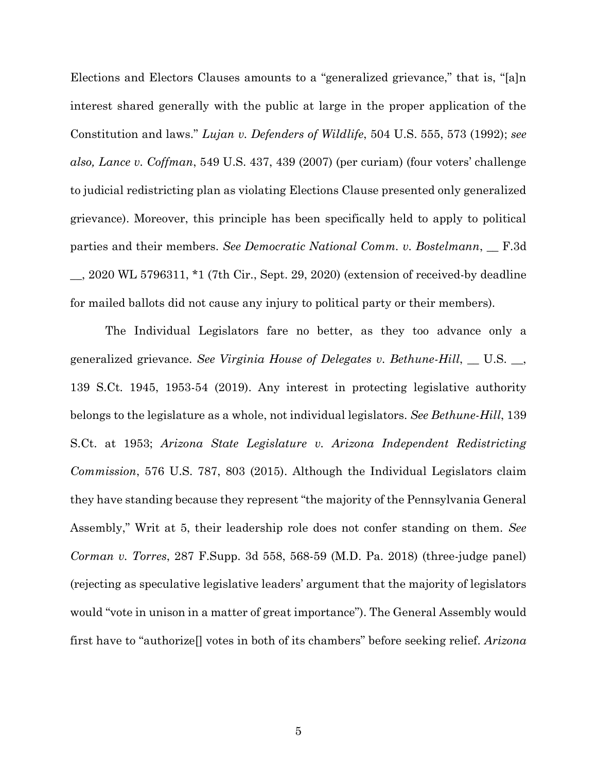Elections and Electors Clauses amounts to a "generalized grievance," that is, "[a]n interest shared generally with the public at large in the proper application of the Constitution and laws." *Lujan v. Defenders of Wildlife*, 504 U.S. 555, 573 (1992); *see also, Lance v. Coffman*, 549 U.S. 437, 439 (2007) (per curiam) (four voters' challenge to judicial redistricting plan as violating Elections Clause presented only generalized grievance). Moreover, this principle has been specifically held to apply to political parties and their members. *See Democratic National Comm. v. Bostelmann*, __ F.3d __, 2020 WL 5796311, *1 (7th Cir., Sept. 29, 2020) (extension of received-by deadline for mailed ballots did not cause any injury to political party or their members).

The Individual Legislators fare no better, as they too advance only a generalized grievance. *See Virginia House of Delegates v. Bethune-Hill*, __ U.S. __, 139 S.Ct. 1945, 1953-54 (2019). Any interest in protecting legislative authority belongs to the legislature as a whole, not individual legislators. *See Bethune-Hill*, 139 S.Ct. at 1953; *Arizona State Legislature v. Arizona Independent Redistricting Commission*, 576 U.S. 787, 803 (2015). Although the Individual Legislators claim they have standing because they represent "the majority of the Pennsylvania General Assembly," Writ at 5, their leadership role does not confer standing on them. *See Corman v. Torres*, 287 F.Supp. 3d 558, 568-59 (M.D. Pa. 2018) (three-judge panel) (rejecting as speculative legislative leaders' argument that the majority of legislators would "vote in unison in a matter of great importance"). The General Assembly would first have to "authorize[] votes in both of its chambers" before seeking relief. *Arizona*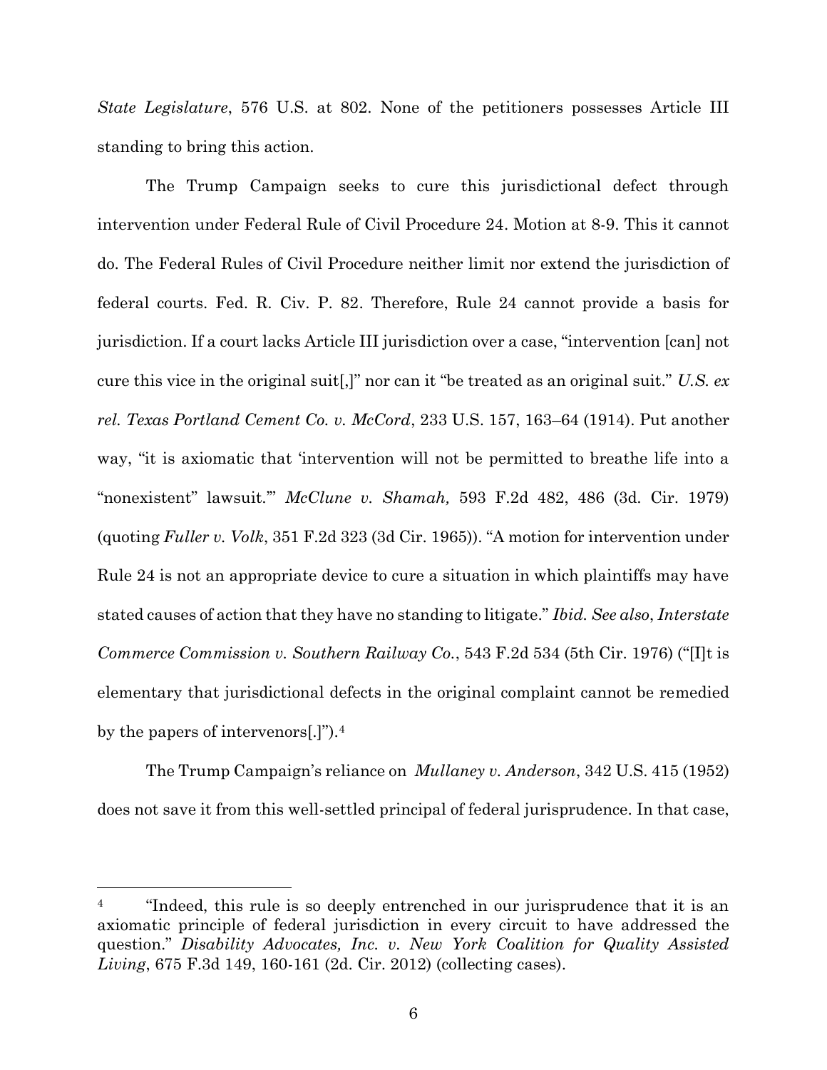*State Legislature*, 576 U.S. at 802. None of the petitioners possesses Article III standing to bring this action.

The Trump Campaign seeks to cure this jurisdictional defect through intervention under Federal Rule of Civil Procedure 24. Motion at 8-9. This it cannot do. The Federal Rules of Civil Procedure neither limit nor extend the jurisdiction of federal courts. Fed. R. Civ. P. 82. Therefore, Rule 24 cannot provide a basis for jurisdiction. If a court lacks Article III jurisdiction over a case, "intervention [can] not cure this vice in the original suit[,]" nor can it "be treated as an original suit." *U.S. ex rel. Texas Portland Cement Co. v. McCord*, 233 U.S. 157, 163–64 (1914). Put another way, "it is axiomatic that 'intervention will not be permitted to breathe life into a "nonexistent" lawsuit.'" *McClune v. Shamah,* 593 F.2d 482, 486 (3d. Cir. 1979) (quoting *Fuller v. Volk*, 351 F.2d 323 (3d Cir. 1965)). "A motion for intervention under Rule 24 is not an appropriate device to cure a situation in which plaintiffs may have stated causes of action that they have no standing to litigate." *Ibid. See also*, *Interstate Commerce Commission v. Southern Railway Co.*, 543 F.2d 534 (5th Cir. 1976) ("[I]t is elementary that jurisdictional defects in the original complaint cannot be remedied by the papers of intervenors[.]").[4]

The Trump Campaign's reliance on *Mullaney v. Anderson*, 342 U.S. 415 (1952) does not save it from this well-settled principal of federal jurisprudence. In that case,

[4] "Indeed, this rule is so deeply entrenched in our jurisprudence that it is an axiomatic principle of federal jurisdiction in every circuit to have addressed the question." *Disability Advocates, Inc. v. New York Coalition for Quality Assisted Living*, 675 F.3d 149, 160-161 (2d. Cir. 2012) (collecting cases).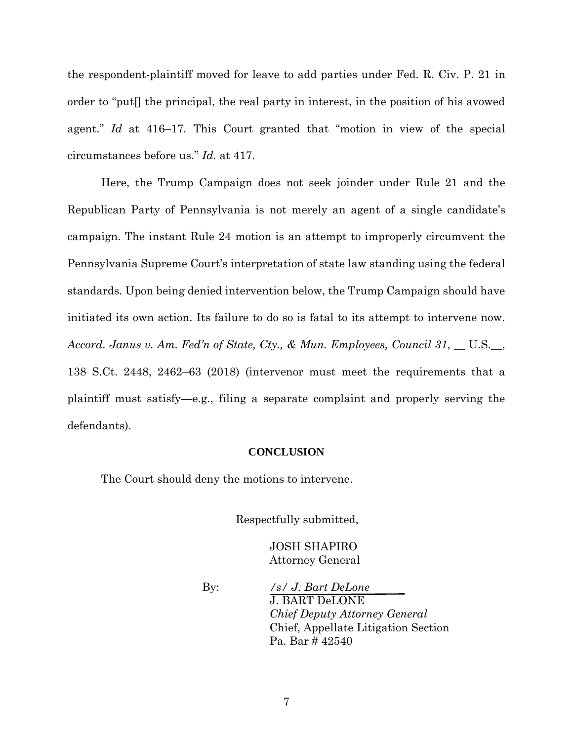the respondent-plaintiff moved for leave to add parties under Fed. R. Civ. P. 21 in order to "put[] the principal, the real party in interest, in the position of his avowed agent." *Id* at 416–17. This Court granted that "motion in view of the special circumstances before us." *Id.* at 417.

Here, the Trump Campaign does not seek joinder under Rule 21 and the Republican Party of Pennsylvania is not merely an agent of a single candidate's campaign. The instant Rule 24 motion is an attempt to improperly circumvent the Pennsylvania Supreme Court's interpretation of state law standing using the federal standards. Upon being denied intervention below, the Trump Campaign should have initiated its own action. Its failure to do so is fatal to its attempt to intervene now. *Accord. Janus v. Am. Fed'n of State, Cty., & Mun. Employees, Council 31*, __ U.S.__, 138 S.Ct. 2448, 2462–63 (2018) (intervenor must meet the requirements that a plaintiff must satisfy—e.g., filing a separate complaint and properly serving the defendants).

**CONCLUSION**

The Court should deny the motions to intervene.

Respectfully submitted,

JOSH SHAPIRO
Attorney General

By: */s/ J. Bart DeLone*
J. BART DeLONE
*Chief Deputy Attorney General*
Chief, Appellate Litigation Section
Pa. Bar # 42540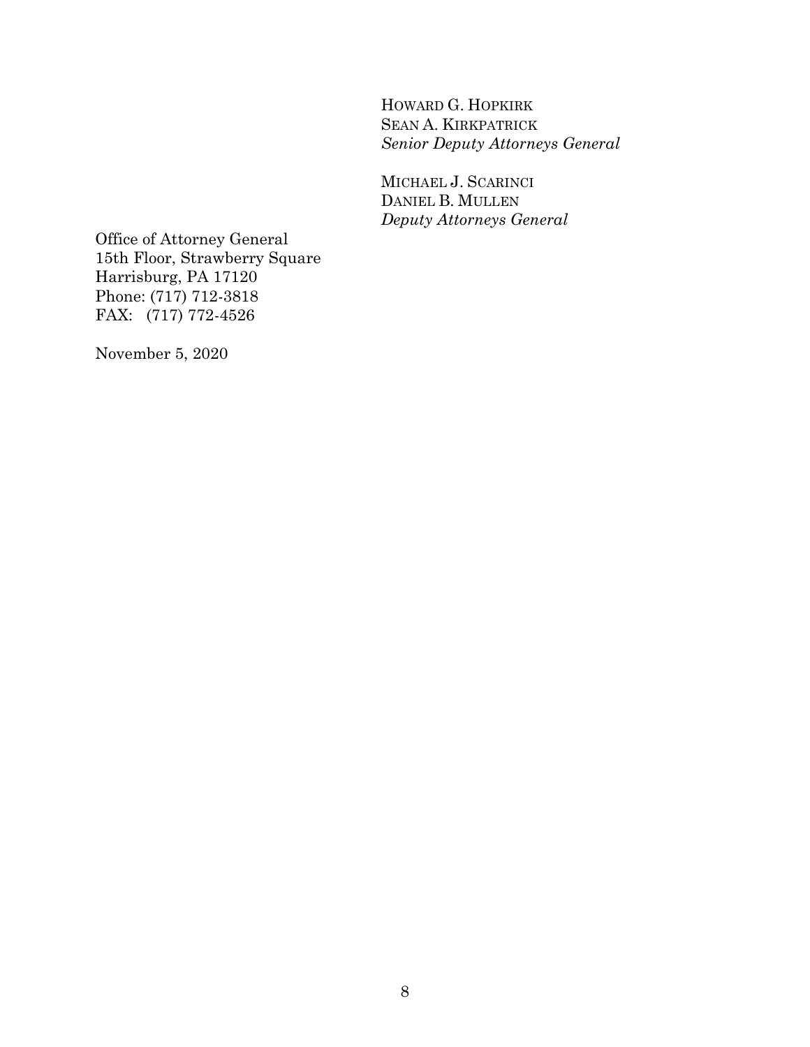HOWARD G. HOPKIRK
SEAN A. KIRKPATRICK
*Senior Deputy Attorneys General*

MICHAEL J. SCARINCI
DANIEL B. MULLEN
*Deputy Attorneys General*

Office of Attorney General
15th Floor, Strawberry Square
Harrisburg, PA 17120
Phone: (717) 712-3818
FAX: (717) 772-4526

November 5, 2020